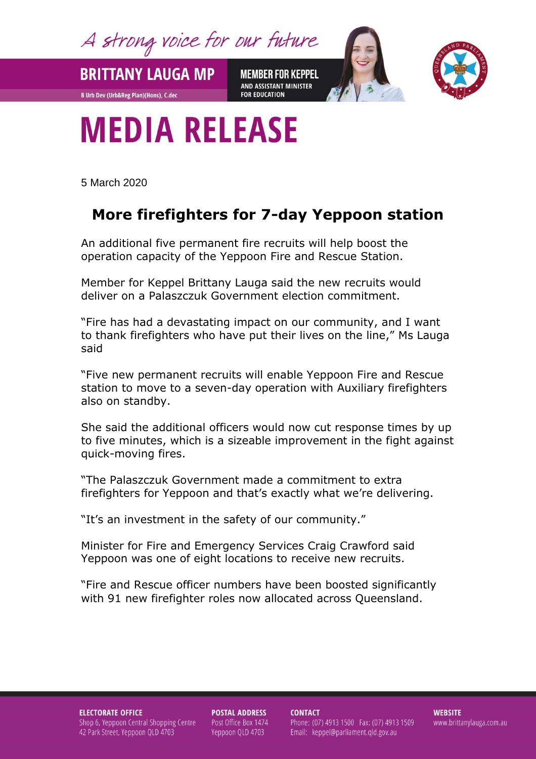A strong voice for our future

**BRITTANY LAUGA MP**

B Urb Dev (Urb&Reg Plan)(Hons), C.dec

**MEMBER FOR KEPPEL**
AND ASSISTANT MINISTER FOR EDUCATION

# MEDIA RELEASE

5 March 2020

## More firefighters for 7-day Yeppoon station

An additional five permanent fire recruits will help boost the operation capacity of the Yeppoon Fire and Rescue Station.

Member for Keppel Brittany Lauga said the new recruits would deliver on a Palaszczuk Government election commitment.

"Fire has had a devastating impact on our community, and I want to thank firefighters who have put their lives on the line," Ms Lauga said

"Five new permanent recruits will enable Yeppoon Fire and Rescue station to move to a seven-day operation with Auxiliary firefighters also on standby.

She said the additional officers would now cut response times by up to five minutes, which is a sizeable improvement in the fight against quick-moving fires.

"The Palaszczuk Government made a commitment to extra firefighters for Yeppoon and that's exactly what we're delivering.

"It's an investment in the safety of our community."

Minister for Fire and Emergency Services Craig Crawford said Yeppoon was one of eight locations to receive new recruits.

"Fire and Rescue officer numbers have been boosted significantly with 91 new firefighter roles now allocated across Queensland.

**ELECTORATE OFFICE**
Shop 6, Yeppoon Central Shopping Centre
42 Park Street, Yeppoon QLD 4703

**POSTAL ADDRESS**
Post Office Box 1474
Yeppoon QLD 4703

**CONTACT**
Phone: (07) 4913 1500 Fax: (07) 4913 1509
Email: keppel@parliament.qld.gov.au

**WEBSITE**
www.brittanylauga.com.au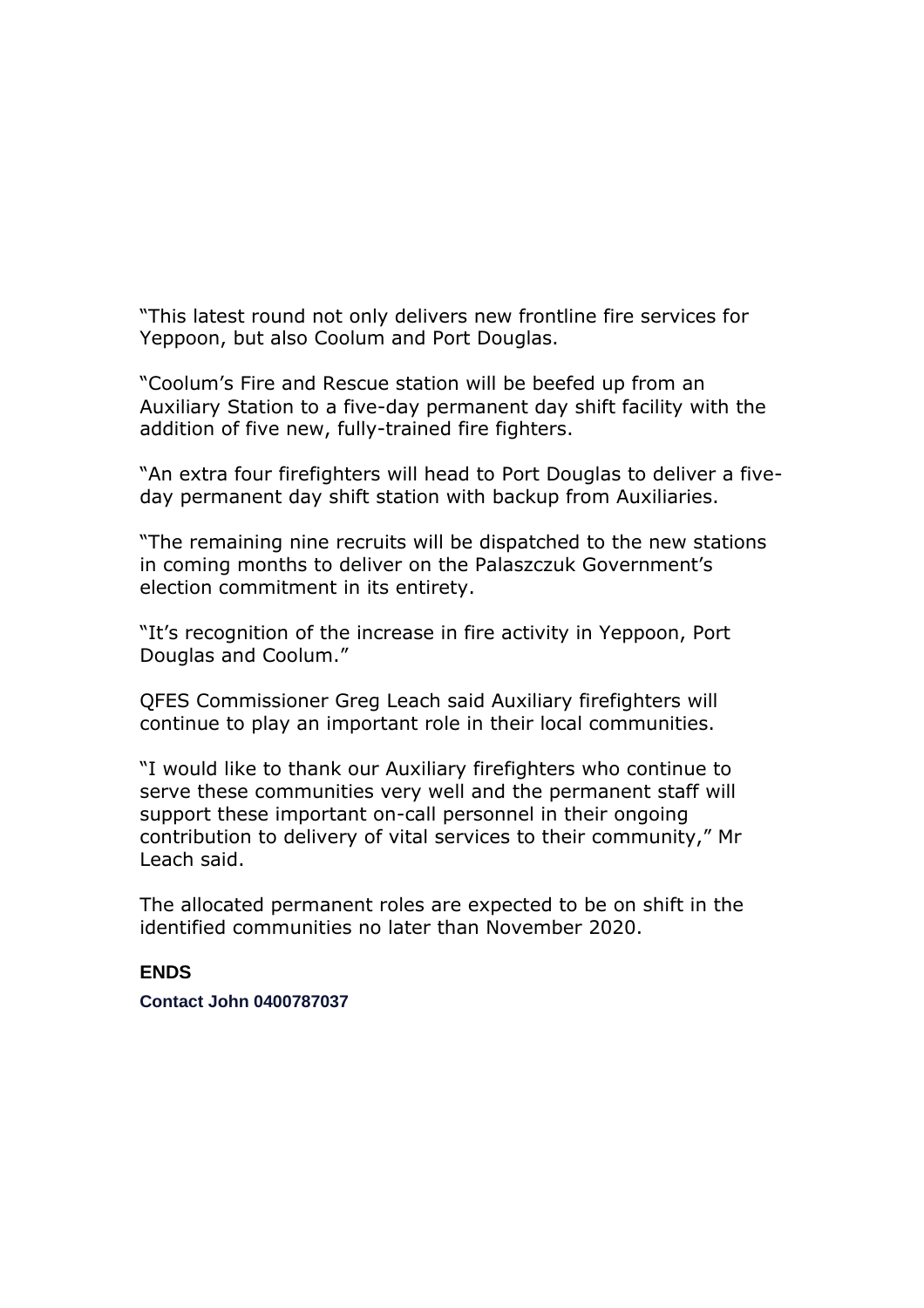"This latest round not only delivers new frontline fire services for Yeppoon, but also Coolum and Port Douglas.

"Coolum's Fire and Rescue station will be beefed up from an Auxiliary Station to a five-day permanent day shift facility with the addition of five new, fully-trained fire fighters.

"An extra four firefighters will head to Port Douglas to deliver a five-day permanent day shift station with backup from Auxiliaries.

"The remaining nine recruits will be dispatched to the new stations in coming months to deliver on the Palaszczuk Government's election commitment in its entirety.

"It's recognition of the increase in fire activity in Yeppoon, Port Douglas and Coolum."

QFES Commissioner Greg Leach said Auxiliary firefighters will continue to play an important role in their local communities.

"I would like to thank our Auxiliary firefighters who continue to serve these communities very well and the permanent staff will support these important on-call personnel in their ongoing contribution to delivery of vital services to their community," Mr Leach said.

The allocated permanent roles are expected to be on shift in the identified communities no later than November 2020.

**ENDS**

**Contact John 0400787037**